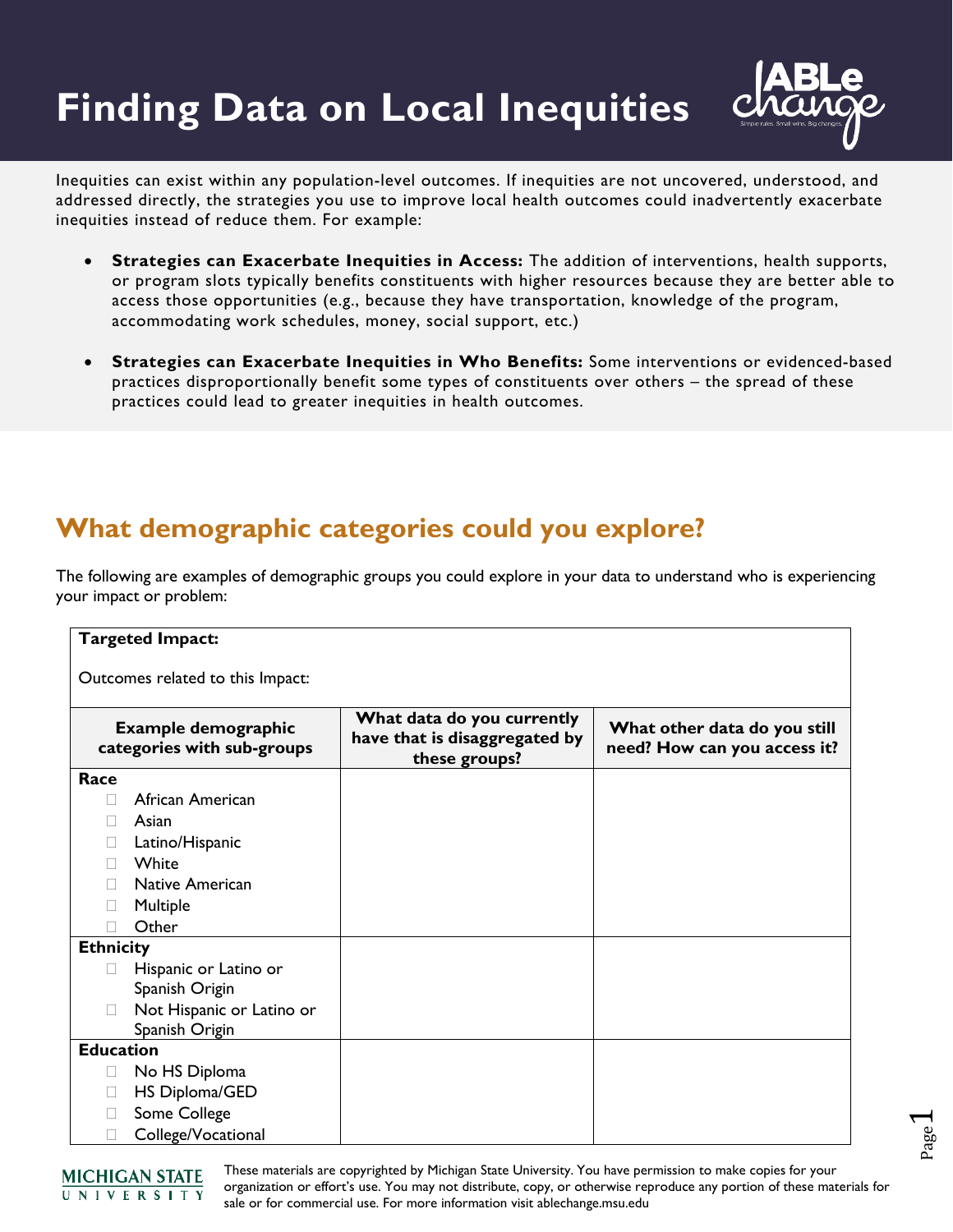# Finding Data on Local Inequities

Inequities can exist within any population-level outcomes. If inequities are not uncovered, understood, and addressed directly, the strategies you use to improve local health outcomes could inadvertently exacerbate inequities instead of reduce them. For example:

- **Strategies can Exacerbate Inequities in Access:** The addition of interventions, health supports, or program slots typically benefits constituents with higher resources because they are better able to access those opportunities (e.g., because they have transportation, knowledge of the program, accommodating work schedules, money, social support, etc.)
- **Strategies can Exacerbate Inequities in Who Benefits:** Some interventions or evidenced-based practices disproportionally benefit some types of constituents over others – the spread of these practices could lead to greater inequities in health outcomes.

## What demographic categories could you explore?

The following are examples of demographic groups you could explore in your data to understand who is experiencing your impact or problem:

**Targeted Impact:**

Outcomes related to this Impact:

| Example demographic categories with sub-groups | What data do you currently have that is disaggregated by these groups? | What other data do you still need? How can you access it? |
|---|---|---|
| **Race**<br>☐ African American<br>☐ Asian<br>☐ Latino/Hispanic<br>☐ White<br>☐ Native American<br>☐ Multiple<br>☐ Other | | |
| **Ethnicity**<br>☐ Hispanic or Latino or Spanish Origin<br>☐ Not Hispanic or Latino or Spanish Origin | | |
| **Education**<br>☐ No HS Diploma<br>☐ HS Diploma/GED<br>☐ Some College<br>☐ College/Vocational | | |

These materials are copyrighted by Michigan State University. You have permission to make copies for your organization or effort's use. You may not distribute, copy, or otherwise reproduce any portion of these materials for sale or for commercial use. For more information visit ablechange.msu.edu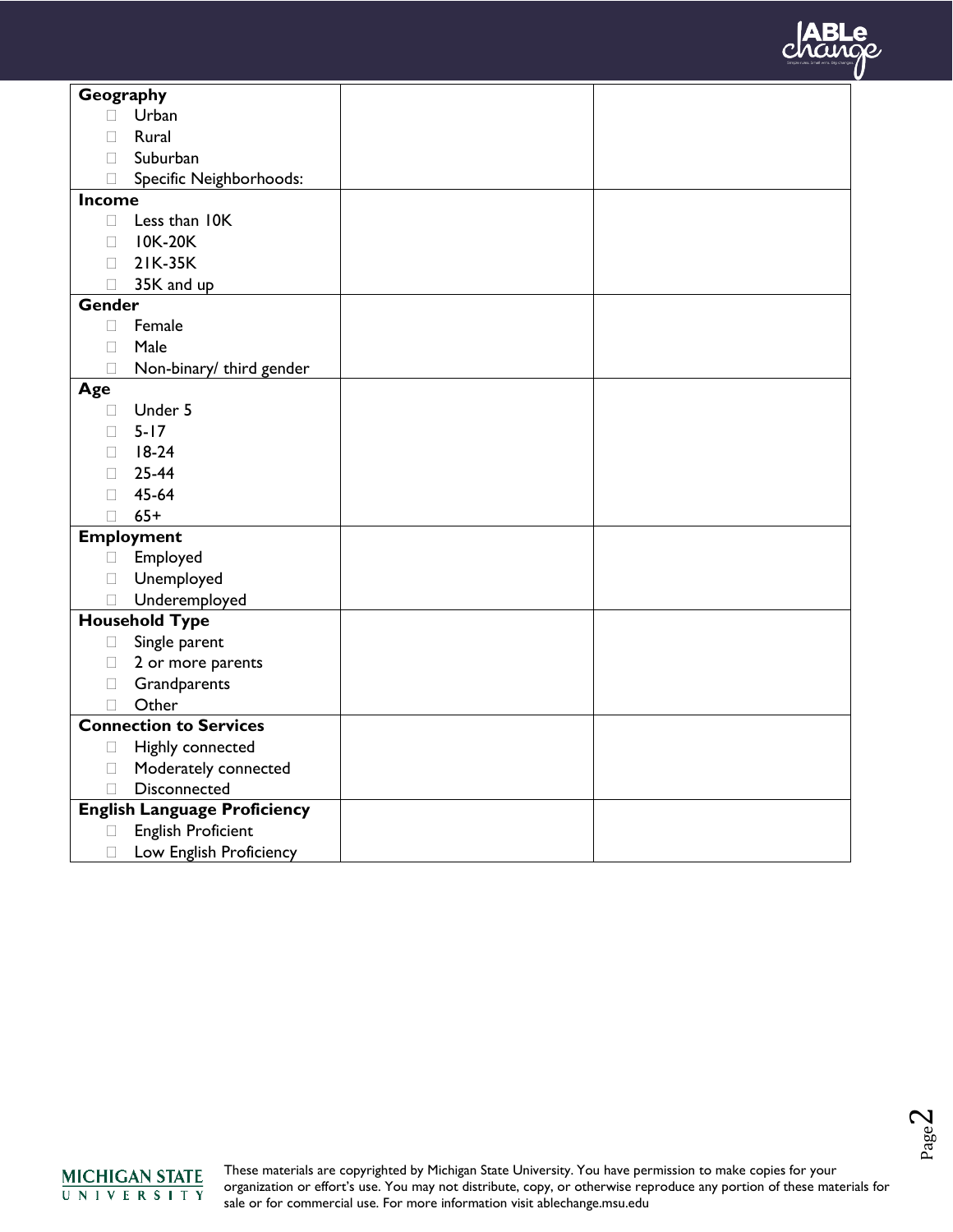| | | |
|---|---|---|
| **Geography**<br>☐ Urban<br>☐ Rural<br>☐ Suburban<br>☐ Specific Neighborhoods: | | |
| **Income**<br>☐ Less than 10K<br>☐ 10K-20K<br>☐ 21K-35K<br>☐ 35K and up | | |
| **Gender**<br>☐ Female<br>☐ Male<br>☐ Non-binary/ third gender | | |
| **Age**<br>☐ Under 5<br>☐ 5-17<br>☐ 18-24<br>☐ 25-44<br>☐ 45-64<br>☐ 65+ | | |
| **Employment**<br>☐ Employed<br>☐ Unemployed<br>☐ Underemployed | | |
| **Household Type**<br>☐ Single parent<br>☐ 2 or more parents<br>☐ Grandparents<br>☐ Other | | |
| **Connection to Services**<br>☐ Highly connected<br>☐ Moderately connected<br>☐ Disconnected | | |
| **English Language Proficiency**<br>☐ English Proficient<br>☐ Low English Proficiency | | |

These materials are copyrighted by Michigan State University. You have permission to make copies for your organization or effort's use. You may not distribute, copy, or otherwise reproduce any portion of these materials for sale or for commercial use. For more information visit ablechange.msu.edu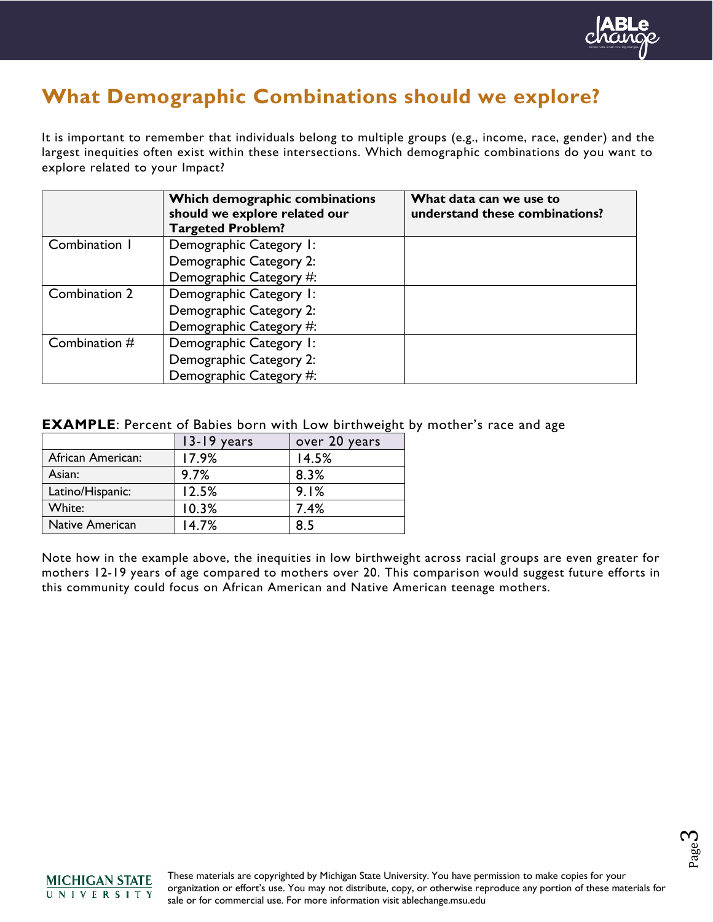# What Demographic Combinations should we explore?

It is important to remember that individuals belong to multiple groups (e.g., income, race, gender) and the largest inequities often exist within these intersections. Which demographic combinations do you want to explore related to your Impact?

| | Which demographic combinations should we explore related our Targeted Problem? | What data can we use to understand these combinations? |
|---|---|---|
| Combination 1 | Demographic Category 1:<br>Demographic Category 2:<br>Demographic Category #: | |
| Combination 2 | Demographic Category 1:<br>Demographic Category 2:<br>Demographic Category #: | |
| Combination # | Demographic Category 1:<br>Demographic Category 2:<br>Demographic Category #: | |

**EXAMPLE**: Percent of Babies born with Low birthweight by mother's race and age

| | 13-19 years | over 20 years |
|---|---|---|
| African American: | 17.9% | 14.5% |
| Asian: | 9.7% | 8.3% |
| Latino/Hispanic: | 12.5% | 9.1% |
| White: | 10.3% | 7.4% |
| Native American | 14.7% | 8.5 |

Note how in the example above, the inequities in low birthweight across racial groups are even greater for mothers 12-19 years of age compared to mothers over 20. This comparison would suggest future efforts in this community could focus on African American and Native American teenage mothers.

These materials are copyrighted by Michigan State University. You have permission to make copies for your organization or effort's use. You may not distribute, copy, or otherwise reproduce any portion of these materials for sale or for commercial use. For more information visit ablechange.msu.edu